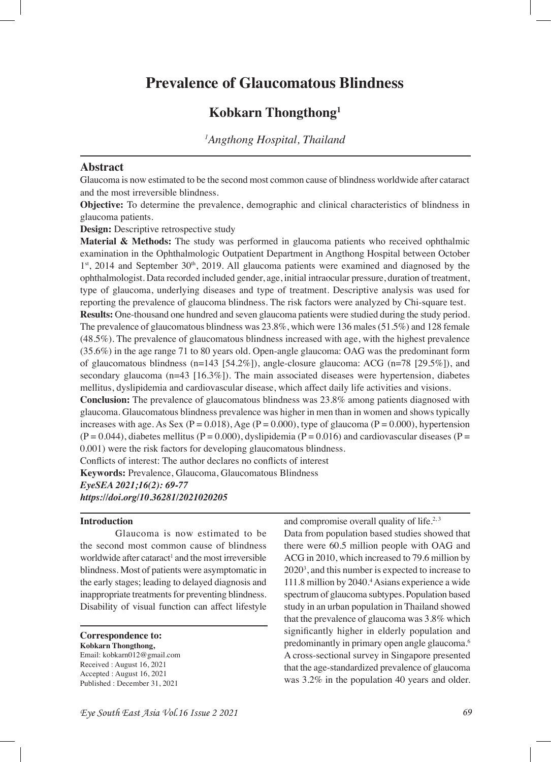# Prevalence of Glaucomatous Blindness

## Kobkarn Thongthong[1]

*[1]Angthong Hospital, Thailand*

## Abstract

Glaucoma is now estimated to be the second most common cause of blindness worldwide after cataract and the most irreversible blindness.

**Objective:** To determine the prevalence, demographic and clinical characteristics of blindness in glaucoma patients.

**Design:** Descriptive retrospective study

**Material & Methods:** The study was performed in glaucoma patients who received ophthalmic examination in the Ophthalmologic Outpatient Department in Angthong Hospital between October 1st, 2014 and September 30th, 2019. All glaucoma patients were examined and diagnosed by the ophthalmologist. Data recorded included gender, age, initial intraocular pressure, duration of treatment, type of glaucoma, underlying diseases and type of treatment. Descriptive analysis was used for reporting the prevalence of glaucoma blindness. The risk factors were analyzed by Chi-square test.

**Results:** One-thousand one hundred and seven glaucoma patients were studied during the study period. The prevalence of glaucomatous blindness was 23.8%, which were 136 males (51.5%) and 128 female (48.5%). The prevalence of glaucomatous blindness increased with age, with the highest prevalence (35.6%) in the age range 71 to 80 years old. Open-angle glaucoma: OAG was the predominant form of glaucomatous blindness (n=143 [54.2%]), angle-closure glaucoma: ACG (n=78 [29.5%]), and secondary glaucoma (n=43 [16.3%]). The main associated diseases were hypertension, diabetes mellitus, dyslipidemia and cardiovascular disease, which affect daily life activities and visions.

**Conclusion:** The prevalence of glaucomatous blindness was 23.8% among patients diagnosed with glaucoma. Glaucomatous blindness prevalence was higher in men than in women and shows typically increases with age. As Sex (P = 0.018), Age (P = 0.000), type of glaucoma (P = 0.000), hypertension (P = 0.044), diabetes mellitus (P = 0.000), dyslipidemia (P = 0.016) and cardiovascular diseases (P = 0.001) were the risk factors for developing glaucomatous blindness.

Conflicts of interest: The author declares no conflicts of interest

**Keywords:** Prevalence, Glaucoma, Glaucomatous Blindness

***EyeSEA 2021;16(2): 69-77***

***https://doi.org/10.36281/2021020205***

**Correspondence to:**
**Kobkarn Thongthong,**
Email: kobkarn012@gmail.com
Received : August 16, 2021
Accepted : August 16, 2021
Published : December 31, 2021

## Introduction

Glaucoma is now estimated to be the second most common cause of blindness worldwide after cataract[1] and the most irreversible blindness. Most of patients were asymptomatic in the early stages; leading to delayed diagnosis and inappropriate treatments for preventing blindness. Disability of visual function can affect lifestyle and compromise overall quality of life.[2, 3]

Data from population based studies showed that there were 60.5 million people with OAG and ACG in 2010, which increased to 79.6 million by 2020[3], and this number is expected to increase to 111.8 million by 2040.[4] Asians experience a wide spectrum of glaucoma subtypes. Population based study in an urban population in Thailand showed that the prevalence of glaucoma was 3.8% which significantly higher in elderly population and predominantly in primary open angle glaucoma.[6] A cross-sectional survey in Singapore presented that the age-standardized prevalence of glaucoma was 3.2% in the population 40 years and older.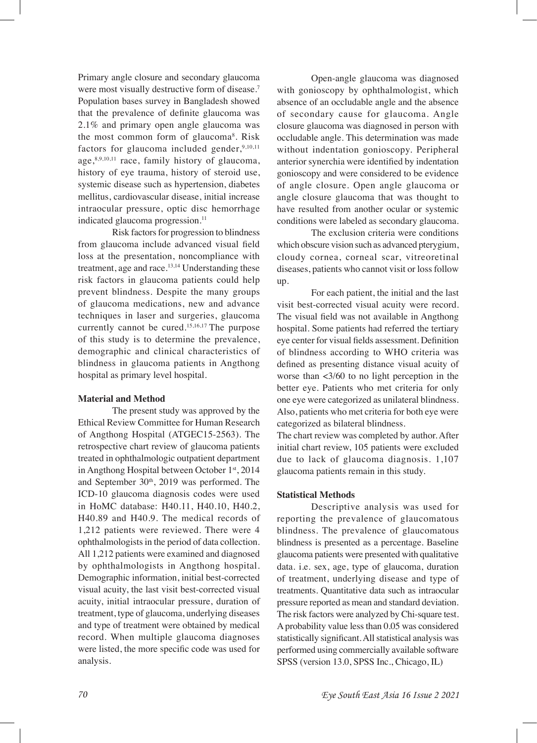Primary angle closure and secondary glaucoma were most visually destructive form of disease.[7] Population bases survey in Bangladesh showed that the prevalence of definite glaucoma was 2.1% and primary open angle glaucoma was the most common form of glaucoma[8]. Risk factors for glaucoma included gender,[9,10,11] age,[8,9,10,11] race, family history of glaucoma, history of eye trauma, history of steroid use, systemic disease such as hypertension, diabetes mellitus, cardiovascular disease, initial increase intraocular pressure, optic disc hemorrhage indicated glaucoma progression.[11]

Risk factors for progression to blindness from glaucoma include advanced visual field loss at the presentation, noncompliance with treatment, age and race.[13,14] Understanding these risk factors in glaucoma patients could help prevent blindness. Despite the many groups of glaucoma medications, new and advance techniques in laser and surgeries, glaucoma currently cannot be cured.[15,16,17] The purpose of this study is to determine the prevalence, demographic and clinical characteristics of blindness in glaucoma patients in Angthong hospital as primary level hospital.

**Material and Method**

The present study was approved by the Ethical Review Committee for Human Research of Angthong Hospital (ATGEC15-2563). The retrospective chart review of glaucoma patients treated in ophthalmologic outpatient department in Angthong Hospital between October 1st, 2014 and September 30th, 2019 was performed. The ICD-10 glaucoma diagnosis codes were used in HoMC database: H40.11, H40.10, H40.2, H40.89 and H40.9. The medical records of 1,212 patients were reviewed. There were 4 ophthalmologists in the period of data collection. All 1,212 patients were examined and diagnosed by ophthalmologists in Angthong hospital. Demographic information, initial best-corrected visual acuity, the last visit best-corrected visual acuity, initial intraocular pressure, duration of treatment, type of glaucoma, underlying diseases and type of treatment were obtained by medical record. When multiple glaucoma diagnoses were listed, the more specific code was used for analysis.

Open-angle glaucoma was diagnosed with gonioscopy by ophthalmologist, which absence of an occludable angle and the absence of secondary cause for glaucoma. Angle closure glaucoma was diagnosed in person with occludable angle. This determination was made without indentation gonioscopy. Peripheral anterior synerchia were identified by indentation gonioscopy and were considered to be evidence of angle closure. Open angle glaucoma or angle closure glaucoma that was thought to have resulted from another ocular or systemic conditions were labeled as secondary glaucoma.

The exclusion criteria were conditions which obscure vision such as advanced pterygium, cloudy cornea, corneal scar, vitreoretinal diseases, patients who cannot visit or loss follow up.

For each patient, the initial and the last visit best-corrected visual acuity were record. The visual field was not available in Angthong hospital. Some patients had referred the tertiary eye center for visual fields assessment. Definition of blindness according to WHO criteria was defined as presenting distance visual acuity of worse than <3/60 to no light perception in the better eye. Patients who met criteria for only one eye were categorized as unilateral blindness. Also, patients who met criteria for both eye were categorized as bilateral blindness.

The chart review was completed by author. After initial chart review, 105 patients were excluded due to lack of glaucoma diagnosis. 1,107 glaucoma patients remain in this study.

**Statistical Methods**

Descriptive analysis was used for reporting the prevalence of glaucomatous blindness. The prevalence of glaucomatous blindness is presented as a percentage. Baseline glaucoma patients were presented with qualitative data. i.e. sex, age, type of glaucoma, duration of treatment, underlying disease and type of treatments. Quantitative data such as intraocular pressure reported as mean and standard deviation. The risk factors were analyzed by Chi-square test. A probability value less than 0.05 was considered statistically significant. All statistical analysis was performed using commercially available software SPSS (version 13.0, SPSS Inc., Chicago, IL)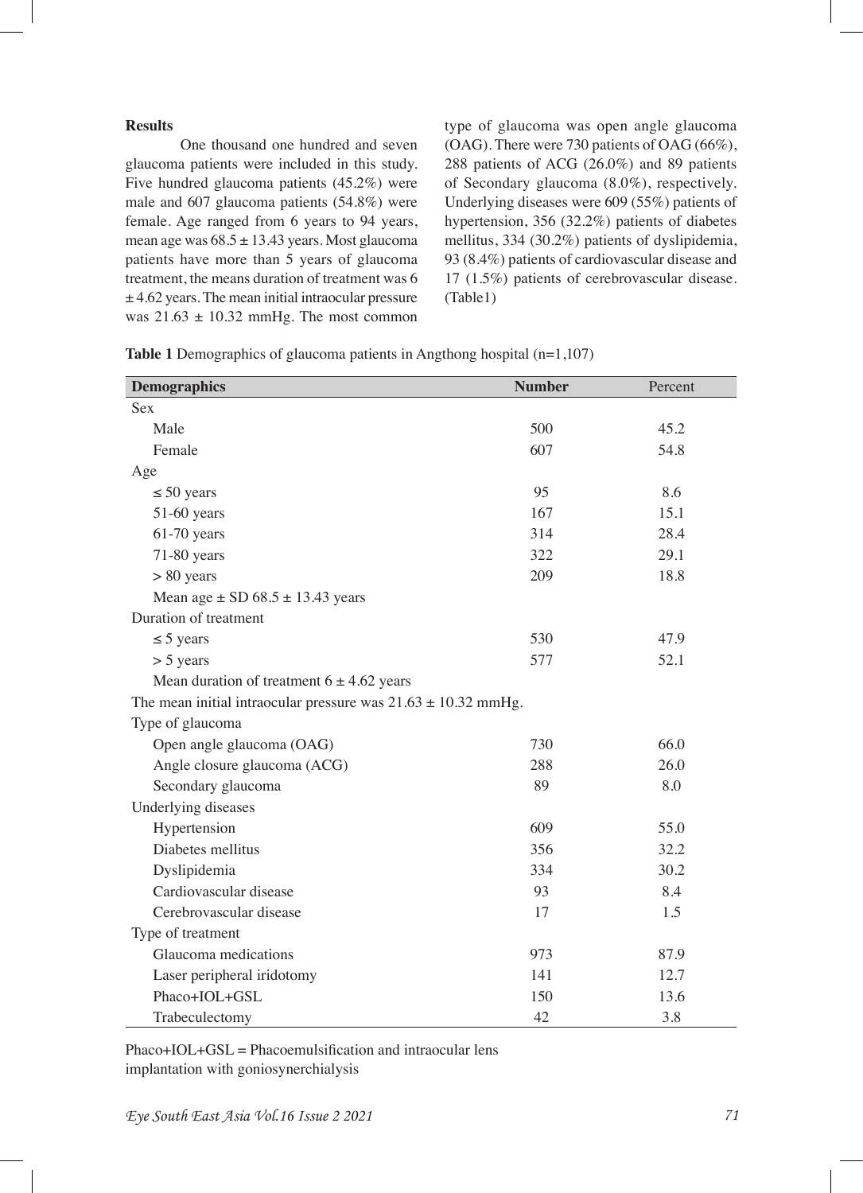## Results

One thousand one hundred and seven glaucoma patients were included in this study. Five hundred glaucoma patients (45.2%) were male and 607 glaucoma patients (54.8%) were female. Age ranged from 6 years to 94 years, mean age was 68.5 ± 13.43 years. Most glaucoma patients have more than 5 years of glaucoma treatment, the means duration of treatment was 6 ± 4.62 years. The mean initial intraocular pressure was 21.63 ± 10.32 mmHg. The most common type of glaucoma was open angle glaucoma (OAG). There were 730 patients of OAG (66%), 288 patients of ACG (26.0%) and 89 patients of Secondary glaucoma (8.0%), respectively. Underlying diseases were 609 (55%) patients of hypertension, 356 (32.2%) patients of diabetes mellitus, 334 (30.2%) patients of dyslipidemia, 93 (8.4%) patients of cardiovascular disease and 17 (1.5%) patients of cerebrovascular disease. (Table1)

**Table 1** Demographics of glaucoma patients in Angthong hospital (n=1,107)

| **Demographics** | **Number** | Percent |
|---|---|---|
| Sex | | |
| Male | 500 | 45.2 |
| Female | 607 | 54.8 |
| Age | | |
| ≤ 50 years | 95 | 8.6 |
| 51-60 years | 167 | 15.1 |
| 61-70 years | 314 | 28.4 |
| 71-80 years | 322 | 29.1 |
| > 80 years | 209 | 18.8 |
| Mean age ± SD 68.5 ± 13.43 years | | |
| Duration of treatment | | |
| ≤ 5 years | 530 | 47.9 |
| > 5 years | 577 | 52.1 |
| Mean duration of treatment 6 ± 4.62 years | | |
| The mean initial intraocular pressure was 21.63 ± 10.32 mmHg. | | |
| Type of glaucoma | | |
| Open angle glaucoma (OAG) | 730 | 66.0 |
| Angle closure glaucoma (ACG) | 288 | 26.0 |
| Secondary glaucoma | 89 | 8.0 |
| Underlying diseases | | |
| Hypertension | 609 | 55.0 |
| Diabetes mellitus | 356 | 32.2 |
| Dyslipidemia | 334 | 30.2 |
| Cardiovascular disease | 93 | 8.4 |
| Cerebrovascular disease | 17 | 1.5 |
| Type of treatment | | |
| Glaucoma medications | 973 | 87.9 |
| Laser peripheral iridotomy | 141 | 12.7 |
| Phaco+IOL+GSL | 150 | 13.6 |
| Trabeculectomy | 42 | 3.8 |

Phaco+IOL+GSL = Phacoemulsification and intraocular lens implantation with goniosynerchialysis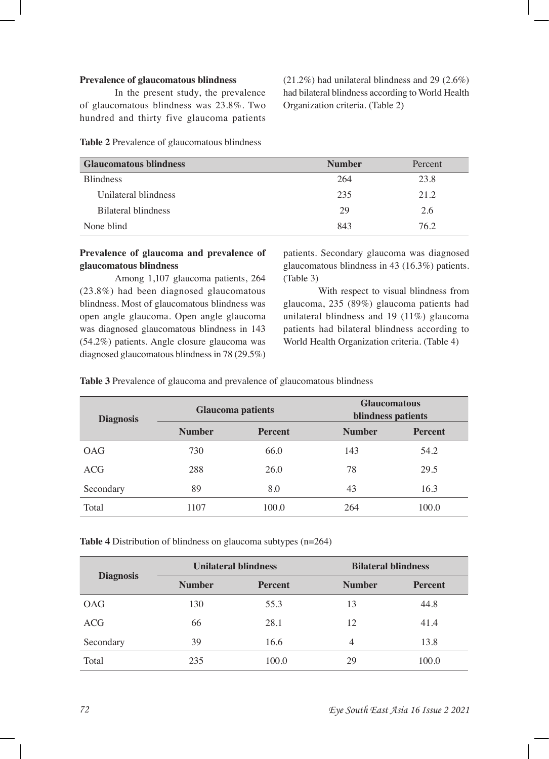### Prevalence of glaucomatous blindness

In the present study, the prevalence of glaucomatous blindness was 23.8%. Two hundred and thirty five glaucoma patients (21.2%) had unilateral blindness and 29 (2.6%) had bilateral blindness according to World Health Organization criteria. (Table 2)

**Table 2** Prevalence of glaucomatous blindness

| Glaucomatous blindness | Number | Percent |
|---|---|---|
| Blindness | 264 | 23.8 |
| Unilateral blindness | 235 | 21.2 |
| Bilateral blindness | 29 | 2.6 |
| None blind | 843 | 76.2 |

### Prevalence of glaucoma and prevalence of glaucomatous blindness

Among 1,107 glaucoma patients, 264 (23.8%) had been diagnosed glaucomatous blindness. Most of glaucomatous blindness was open angle glaucoma. Open angle glaucoma was diagnosed glaucomatous blindness in 143 (54.2%) patients. Angle closure glaucoma was diagnosed glaucomatous blindness in 78 (29.5%) patients. Secondary glaucoma was diagnosed glaucomatous blindness in 43 (16.3%) patients. (Table 3)

With respect to visual blindness from glaucoma, 235 (89%) glaucoma patients had unilateral blindness and 19 (11%) glaucoma patients had bilateral blindness according to World Health Organization criteria. (Table 4)

**Table 3** Prevalence of glaucoma and prevalence of glaucomatous blindness

| Diagnosis | Glaucoma patients | | Glaucomatous blindness patients | |
|---|---|---|---|---|
| | Number | Percent | Number | Percent |
| OAG | 730 | 66.0 | 143 | 54.2 |
| ACG | 288 | 26.0 | 78 | 29.5 |
| Secondary | 89 | 8.0 | 43 | 16.3 |
| Total | 1107 | 100.0 | 264 | 100.0 |

**Table 4** Distribution of blindness on glaucoma subtypes (n=264)

| Diagnosis | Unilateral blindness | | Bilateral blindness | |
|---|---|---|---|---|
| | Number | Percent | Number | Percent |
| OAG | 130 | 55.3 | 13 | 44.8 |
| ACG | 66 | 28.1 | 12 | 41.4 |
| Secondary | 39 | 16.6 | 4 | 13.8 |
| Total | 235 | 100.0 | 29 | 100.0 |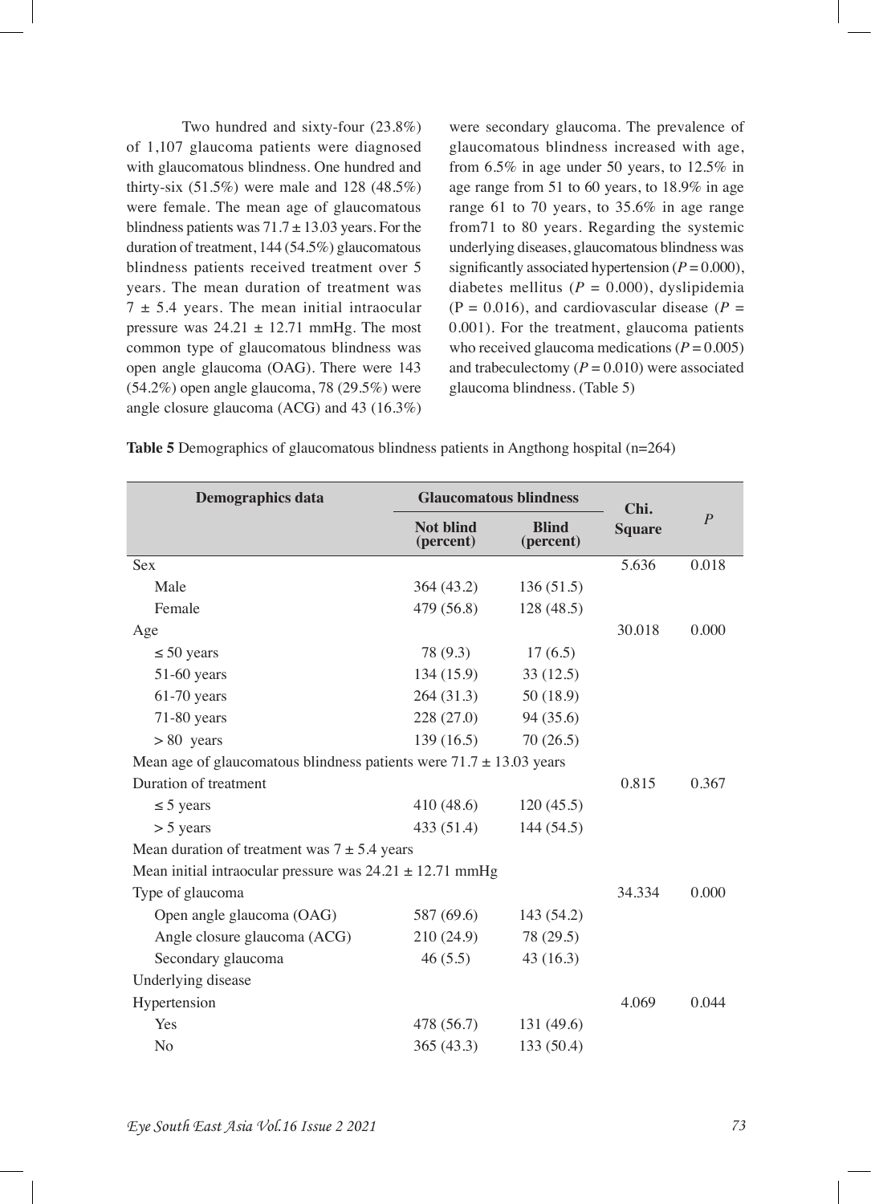Two hundred and sixty-four (23.8%) of 1,107 glaucoma patients were diagnosed with glaucomatous blindness. One hundred and thirty-six (51.5%) were male and 128 (48.5%) were female. The mean age of glaucomatous blindness patients was 71.7 ± 13.03 years. For the duration of treatment, 144 (54.5%) glaucomatous blindness patients received treatment over 5 years. The mean duration of treatment was 7 ± 5.4 years. The mean initial intraocular pressure was 24.21 ± 12.71 mmHg. The most common type of glaucomatous blindness was open angle glaucoma (OAG). There were 143 (54.2%) open angle glaucoma, 78 (29.5%) were angle closure glaucoma (ACG) and 43 (16.3%) were secondary glaucoma. The prevalence of glaucomatous blindness increased with age, from 6.5% in age under 50 years, to 12.5% in age range from 51 to 60 years, to 18.9% in age range 61 to 70 years, to 35.6% in age range from71 to 80 years. Regarding the systemic underlying diseases, glaucomatous blindness was significantly associated hypertension ($P = 0.000$), diabetes mellitus ($P = 0.000$), dyslipidemia ($P = 0.016$), and cardiovascular disease ($P = 0.001$). For the treatment, glaucoma patients who received glaucoma medications ($P = 0.005$) and trabeculectomy ($P = 0.010$) were associated glaucoma blindness. (Table 5)

**Table 5** Demographics of glaucomatous blindness patients in Angthong hospital (n=264)

| Demographics data | Glaucomatous blindness | | Chi. Square | *P* |
|---|---|---|---|---|
| | Not blind (percent) | Blind (percent) | | |
| Sex | | | 5.636 | 0.018 |
| Male | 364 (43.2) | 136 (51.5) | | |
| Female | 479 (56.8) | 128 (48.5) | | |
| Age | | | 30.018 | 0.000 |
| ≤ 50 years | 78 (9.3) | 17 (6.5) | | |
| 51-60 years | 134 (15.9) | 33 (12.5) | | |
| 61-70 years | 264 (31.3) | 50 (18.9) | | |
| 71-80 years | 228 (27.0) | 94 (35.6) | | |
| > 80 years | 139 (16.5) | 70 (26.5) | | |
| Mean age of glaucomatous blindness patients were 71.7 ± 13.03 years | | | | |
| Duration of treatment | | | 0.815 | 0.367 |
| ≤ 5 years | 410 (48.6) | 120 (45.5) | | |
| > 5 years | 433 (51.4) | 144 (54.5) | | |
| Mean duration of treatment was 7 ± 5.4 years | | | | |
| Mean initial intraocular pressure was 24.21 ± 12.71 mmHg | | | | |
| Type of glaucoma | | | 34.334 | 0.000 |
| Open angle glaucoma (OAG) | 587 (69.6) | 143 (54.2) | | |
| Angle closure glaucoma (ACG) | 210 (24.9) | 78 (29.5) | | |
| Secondary glaucoma | 46 (5.5) | 43 (16.3) | | |
| Underlying disease | | | | |
| Hypertension | | | 4.069 | 0.044 |
| Yes | 478 (56.7) | 131 (49.6) | | |
| No | 365 (43.3) | 133 (50.4) | | |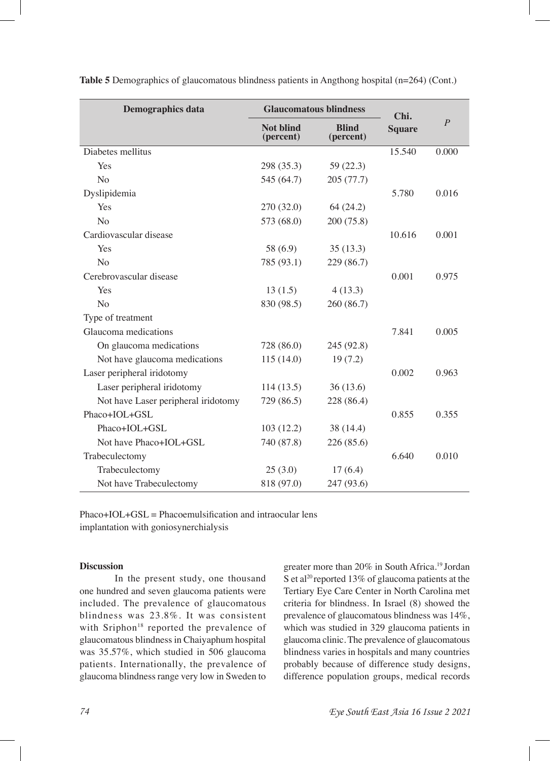**Table 5** Demographics of glaucomatous blindness patients in Angthong hospital (n=264) (Cont.)

| Demographics data | Glaucomatous blindness | | Chi. Square | *P* |
|---|---|---|---|---|
| | Not blind (percent) | Blind (percent) | | |
| Diabetes mellitus | | | 15.540 | 0.000 |
| Yes | 298 (35.3) | 59 (22.3) | | |
| No | 545 (64.7) | 205 (77.7) | | |
| Dyslipidemia | | | 5.780 | 0.016 |
| Yes | 270 (32.0) | 64 (24.2) | | |
| No | 573 (68.0) | 200 (75.8) | | |
| Cardiovascular disease | | | 10.616 | 0.001 |
| Yes | 58 (6.9) | 35 (13.3) | | |
| No | 785 (93.1) | 229 (86.7) | | |
| Cerebrovascular disease | | | 0.001 | 0.975 |
| Yes | 13 (1.5) | 4 (13.3) | | |
| No | 830 (98.5) | 260 (86.7) | | |
| Type of treatment | | | | |
| Glaucoma medications | | | 7.841 | 0.005 |
| On glaucoma medications | 728 (86.0) | 245 (92.8) | | |
| Not have glaucoma medications | 115 (14.0) | 19 (7.2) | | |
| Laser peripheral iridotomy | | | 0.002 | 0.963 |
| Laser peripheral iridotomy | 114 (13.5) | 36 (13.6) | | |
| Not have Laser peripheral iridotomy | 729 (86.5) | 228 (86.4) | | |
| Phaco+IOL+GSL | | | 0.855 | 0.355 |
| Phaco+IOL+GSL | 103 (12.2) | 38 (14.4) | | |
| Not have Phaco+IOL+GSL | 740 (87.8) | 226 (85.6) | | |
| Trabeculectomy | | | 6.640 | 0.010 |
| Trabeculectomy | 25 (3.0) | 17 (6.4) | | |
| Not have Trabeculectomy | 818 (97.0) | 247 (93.6) | | |

Phaco+IOL+GSL = Phacoemulsification and intraocular lens implantation with goniosynerchialysis

## Discussion

In the present study, one thousand one hundred and seven glaucoma patients were included. The prevalence of glaucomatous blindness was 23.8%. It was consistent with Sriphon[18] reported the prevalence of glaucomatous blindness in Chaiyaphum hospital was 35.57%, which studied in 506 glaucoma patients. Internationally, the prevalence of glaucoma blindness range very low in Sweden to greater more than 20% in South Africa.[19] Jordan S et al[20] reported 13% of glaucoma patients at the Tertiary Eye Care Center in North Carolina met criteria for blindness. In Israel (8) showed the prevalence of glaucomatous blindness was 14%, which was studied in 329 glaucoma patients in glaucoma clinic. The prevalence of glaucomatous blindness varies in hospitals and many countries probably because of difference study designs, difference population groups, medical records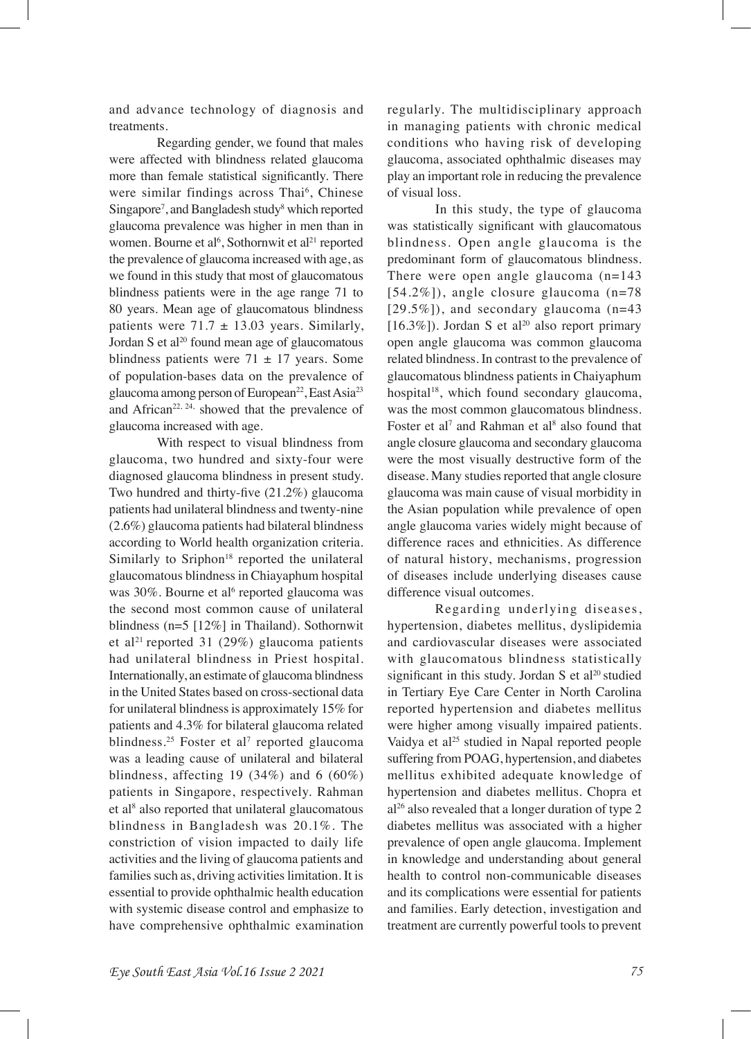and advance technology of diagnosis and treatments.

Regarding gender, we found that males were affected with blindness related glaucoma more than female statistical significantly. There were similar findings across Thai[6], Chinese Singapore[7], and Bangladesh study[8] which reported glaucoma prevalence was higher in men than in women. Bourne et al[6], Sothornwit et al[21] reported the prevalence of glaucoma increased with age, as we found in this study that most of glaucomatous blindness patients were in the age range 71 to 80 years. Mean age of glaucomatous blindness patients were 71.7 ± 13.03 years. Similarly, Jordan S et al[20] found mean age of glaucomatous blindness patients were 71 ± 17 years. Some of population-bases data on the prevalence of glaucoma among person of European[22], East Asia[23] and African[22, 24,] showed that the prevalence of glaucoma increased with age.

With respect to visual blindness from glaucoma, two hundred and sixty-four were diagnosed glaucoma blindness in present study. Two hundred and thirty-five (21.2%) glaucoma patients had unilateral blindness and twenty-nine (2.6%) glaucoma patients had bilateral blindness according to World health organization criteria. Similarly to Sriphon[18] reported the unilateral glaucomatous blindness in Chiayaphum hospital was 30%. Bourne et al[6] reported glaucoma was the second most common cause of unilateral blindness (n=5 [12%] in Thailand). Sothornwit et al[21] reported 31 (29%) glaucoma patients had unilateral blindness in Priest hospital. Internationally, an estimate of glaucoma blindness in the United States based on cross-sectional data for unilateral blindness is approximately 15% for patients and 4.3% for bilateral glaucoma related blindness.[25] Foster et al[7] reported glaucoma was a leading cause of unilateral and bilateral blindness, affecting 19 (34%) and 6 (60%) patients in Singapore, respectively. Rahman et al[8] also reported that unilateral glaucomatous blindness in Bangladesh was 20.1%. The constriction of vision impacted to daily life activities and the living of glaucoma patients and families such as, driving activities limitation. It is essential to provide ophthalmic health education with systemic disease control and emphasize to have comprehensive ophthalmic examination regularly. The multidisciplinary approach in managing patients with chronic medical conditions who having risk of developing glaucoma, associated ophthalmic diseases may play an important role in reducing the prevalence of visual loss.

In this study, the type of glaucoma was statistically significant with glaucomatous blindness. Open angle glaucoma is the predominant form of glaucomatous blindness. There were open angle glaucoma (n=143 [54.2%]), angle closure glaucoma (n=78 [29.5%]), and secondary glaucoma (n=43 [16.3%]). Jordan S et al[20] also report primary open angle glaucoma was common glaucoma related blindness. In contrast to the prevalence of glaucomatous blindness patients in Chaiyaphum hospital[18], which found secondary glaucoma, was the most common glaucomatous blindness. Foster et al[7] and Rahman et al[8] also found that angle closure glaucoma and secondary glaucoma were the most visually destructive form of the disease. Many studies reported that angle closure glaucoma was main cause of visual morbidity in the Asian population while prevalence of open angle glaucoma varies widely might because of difference races and ethnicities. As difference of natural history, mechanisms, progression of diseases include underlying diseases cause difference visual outcomes.

Regarding underlying diseases, hypertension, diabetes mellitus, dyslipidemia and cardiovascular diseases were associated with glaucomatous blindness statistically significant in this study. Jordan S et al[20] studied in Tertiary Eye Care Center in North Carolina reported hypertension and diabetes mellitus were higher among visually impaired patients. Vaidya et al[25] studied in Napal reported people suffering from POAG, hypertension, and diabetes mellitus exhibited adequate knowledge of hypertension and diabetes mellitus. Chopra et al[26] also revealed that a longer duration of type 2 diabetes mellitus was associated with a higher prevalence of open angle glaucoma. Implement in knowledge and understanding about general health to control non-communicable diseases and its complications were essential for patients and families. Early detection, investigation and treatment are currently powerful tools to prevent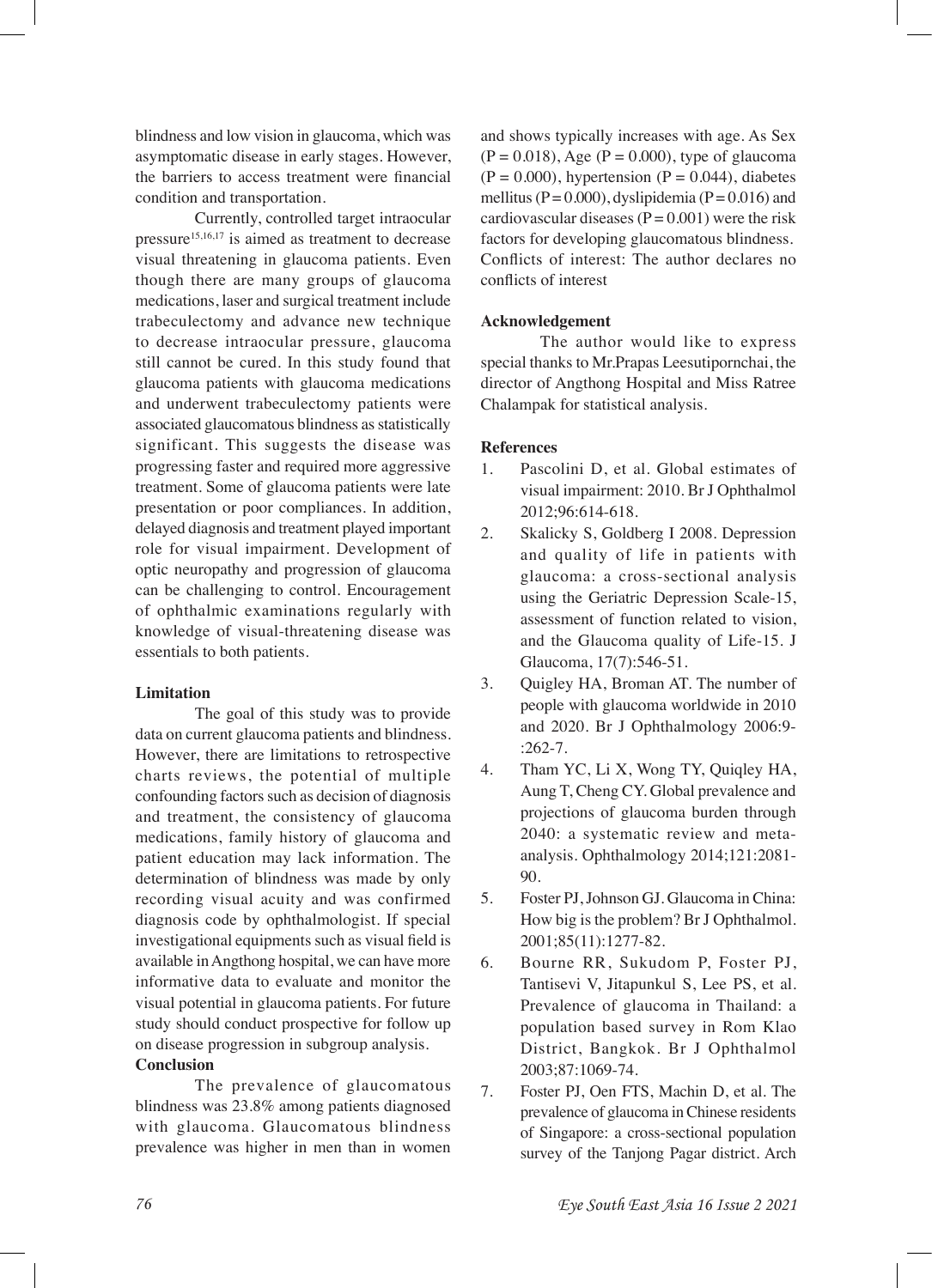blindness and low vision in glaucoma, which was asymptomatic disease in early stages. However, the barriers to access treatment were financial condition and transportation.

Currently, controlled target intraocular pressure[15,16,17] is aimed as treatment to decrease visual threatening in glaucoma patients. Even though there are many groups of glaucoma medications, laser and surgical treatment include trabeculectomy and advance new technique to decrease intraocular pressure, glaucoma still cannot be cured. In this study found that glaucoma patients with glaucoma medications and underwent trabeculectomy patients were associated glaucomatous blindness as statistically significant. This suggests the disease was progressing faster and required more aggressive treatment. Some of glaucoma patients were late presentation or poor compliances. In addition, delayed diagnosis and treatment played important role for visual impairment. Development of optic neuropathy and progression of glaucoma can be challenging to control. Encouragement of ophthalmic examinations regularly with knowledge of visual-threatening disease was essentials to both patients.

**Limitation**

The goal of this study was to provide data on current glaucoma patients and blindness. However, there are limitations to retrospective charts reviews, the potential of multiple confounding factors such as decision of diagnosis and treatment, the consistency of glaucoma medications, family history of glaucoma and patient education may lack information. The determination of blindness was made by only recording visual acuity and was confirmed diagnosis code by ophthalmologist. If special investigational equipments such as visual field is available in Angthong hospital, we can have more informative data to evaluate and monitor the visual potential in glaucoma patients. For future study should conduct prospective for follow up on disease progression in subgroup analysis.

**Conclusion**

The prevalence of glaucomatous blindness was 23.8% among patients diagnosed with glaucoma. Glaucomatous blindness prevalence was higher in men than in women and shows typically increases with age. As Sex (P = 0.018), Age (P = 0.000), type of glaucoma (P = 0.000), hypertension (P = 0.044), diabetes mellitus (P = 0.000), dyslipidemia (P = 0.016) and cardiovascular diseases (P = 0.001) were the risk factors for developing glaucomatous blindness. Conflicts of interest: The author declares no conflicts of interest

**Acknowledgement**

The author would like to express special thanks to Mr.Prapas Leesutipornchai, the director of Angthong Hospital and Miss Ratree Chalampak for statistical analysis.

**References**

1. Pascolini D, et al. Global estimates of visual impairment: 2010. Br J Ophthalmol 2012;96:614-618.
2. Skalicky S, Goldberg I 2008. Depression and quality of life in patients with glaucoma: a cross-sectional analysis using the Geriatric Depression Scale-15, assessment of function related to vision, and the Glaucoma quality of Life-15. J Glaucoma, 17(7):546-51.
3. Quigley HA, Broman AT. The number of people with glaucoma worldwide in 2010 and 2020. Br J Ophthalmology 2006:9-:262-7.
4. Tham YC, Li X, Wong TY, Quiqley HA, Aung T, Cheng CY. Global prevalence and projections of glaucoma burden through 2040: a systematic review and meta-analysis. Ophthalmology 2014;121:2081-90.
5. Foster PJ, Johnson GJ. Glaucoma in China: How big is the problem? Br J Ophthalmol. 2001;85(11):1277-82.
6. Bourne RR, Sukudom P, Foster PJ, Tantisevi V, Jitapunkul S, Lee PS, et al. Prevalence of glaucoma in Thailand: a population based survey in Rom Klao District, Bangkok. Br J Ophthalmol 2003;87:1069-74.
7. Foster PJ, Oen FTS, Machin D, et al. The prevalence of glaucoma in Chinese residents of Singapore: a cross-sectional population survey of the Tanjong Pagar district. Arch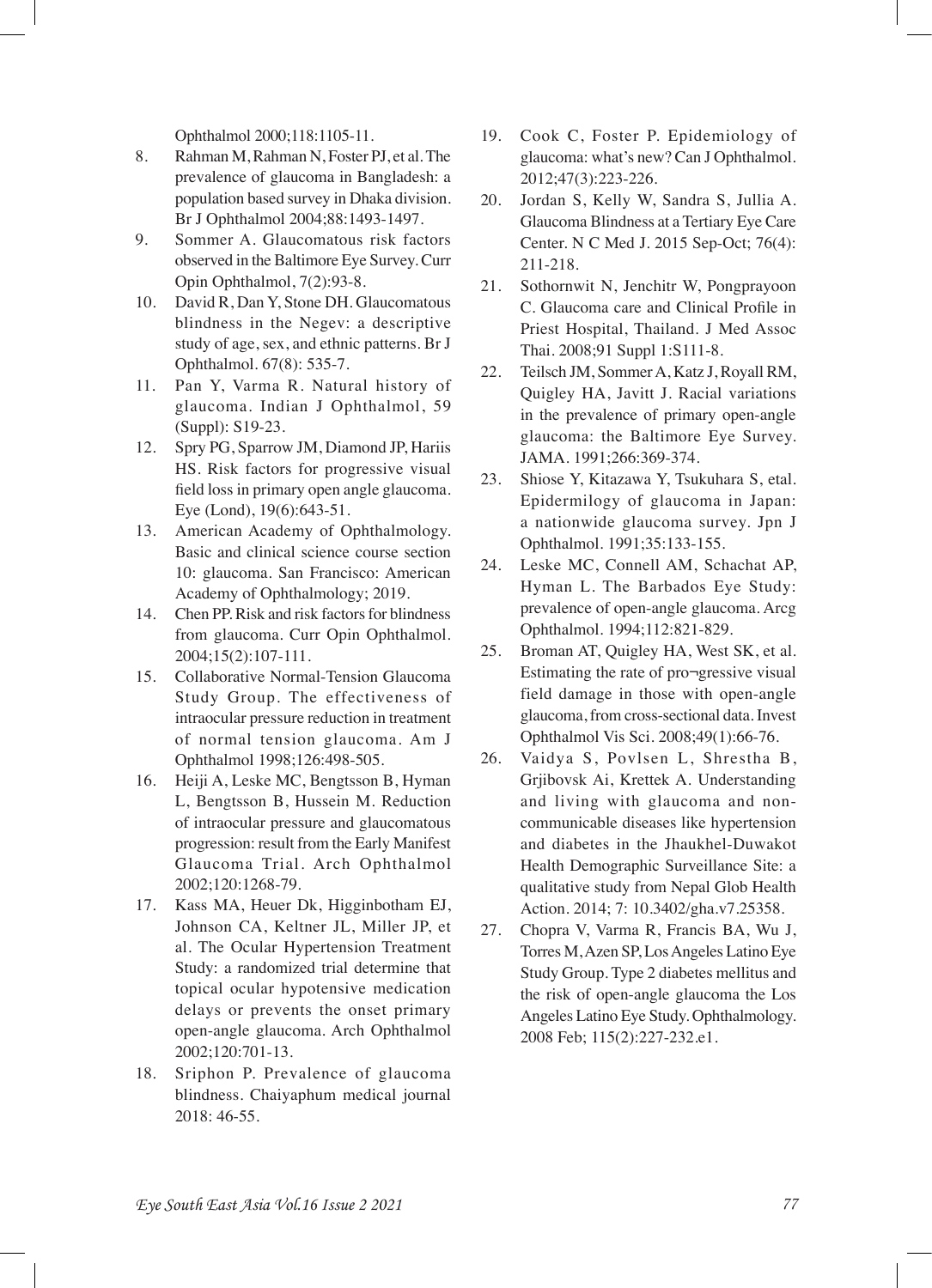Ophthalmol 2000;118:1105-11.

8. Rahman M, Rahman N, Foster PJ, et al. The prevalence of glaucoma in Bangladesh: a population based survey in Dhaka division. Br J Ophthalmol 2004;88:1493-1497.
9. Sommer A. Glaucomatous risk factors observed in the Baltimore Eye Survey. Curr Opin Ophthalmol, 7(2):93-8.
10. David R, Dan Y, Stone DH. Glaucomatous blindness in the Negev: a descriptive study of age, sex, and ethnic patterns. Br J Ophthalmol. 67(8): 535-7.
11. Pan Y, Varma R. Natural history of glaucoma. Indian J Ophthalmol, 59 (Suppl): S19-23.
12. Spry PG, Sparrow JM, Diamond JP, Hariis HS. Risk factors for progressive visual field loss in primary open angle glaucoma. Eye (Lond), 19(6):643-51.
13. American Academy of Ophthalmology. Basic and clinical science course section 10: glaucoma. San Francisco: American Academy of Ophthalmology; 2019.
14. Chen PP. Risk and risk factors for blindness from glaucoma. Curr Opin Ophthalmol. 2004;15(2):107-111.
15. Collaborative Normal-Tension Glaucoma Study Group. The effectiveness of intraocular pressure reduction in treatment of normal tension glaucoma. Am J Ophthalmol 1998;126:498-505.
16. Heiji A, Leske MC, Bengtsson B, Hyman L, Bengtsson B, Hussein M. Reduction of intraocular pressure and glaucomatous progression: result from the Early Manifest Glaucoma Trial. Arch Ophthalmol 2002;120:1268-79.
17. Kass MA, Heuer Dk, Higginbotham EJ, Johnson CA, Keltner JL, Miller JP, et al. The Ocular Hypertension Treatment Study: a randomized trial determine that topical ocular hypotensive medication delays or prevents the onset primary open-angle glaucoma. Arch Ophthalmol 2002;120:701-13.
18. Sriphon P. Prevalence of glaucoma blindness. Chaiyaphum medical journal 2018: 46-55.
19. Cook C, Foster P. Epidemiology of glaucoma: what's new? Can J Ophthalmol. 2012;47(3):223-226.
20. Jordan S, Kelly W, Sandra S, Jullia A. Glaucoma Blindness at a Tertiary Eye Care Center. N C Med J. 2015 Sep-Oct; 76(4): 211-218.
21. Sothornwit N, Jenchitr W, Pongprayoon C. Glaucoma care and Clinical Profile in Priest Hospital, Thailand. J Med Assoc Thai. 2008;91 Suppl 1:S111-8.
22. Teilsch JM, Sommer A, Katz J, Royall RM, Quigley HA, Javitt J. Racial variations in the prevalence of primary open-angle glaucoma: the Baltimore Eye Survey. JAMA. 1991;266:369-374.
23. Shiose Y, Kitazawa Y, Tsukuhara S, etal. Epidermilogy of glaucoma in Japan: a nationwide glaucoma survey. Jpn J Ophthalmol. 1991;35:133-155.
24. Leske MC, Connell AM, Schachat AP, Hyman L. The Barbados Eye Study: prevalence of open-angle glaucoma. Arcg Ophthalmol. 1994;112:821-829.
25. Broman AT, Quigley HA, West SK, et al. Estimating the rate of pro¬gressive visual field damage in those with open-angle glaucoma, from cross-sectional data. Invest Ophthalmol Vis Sci. 2008;49(1):66-76.
26. Vaidya S, Povlsen L, Shrestha B, Grjibovsk Ai, Krettek A. Understanding and living with glaucoma and non-communicable diseases like hypertension and diabetes in the Jhaukhel-Duwakot Health Demographic Surveillance Site: a qualitative study from Nepal Glob Health Action. 2014; 7: 10.3402/gha.v7.25358.
27. Chopra V, Varma R, Francis BA, Wu J, Torres M, Azen SP, Los Angeles Latino Eye Study Group. Type 2 diabetes mellitus and the risk of open-angle glaucoma the Los Angeles Latino Eye Study. Ophthalmology. 2008 Feb; 115(2):227-232.e1.